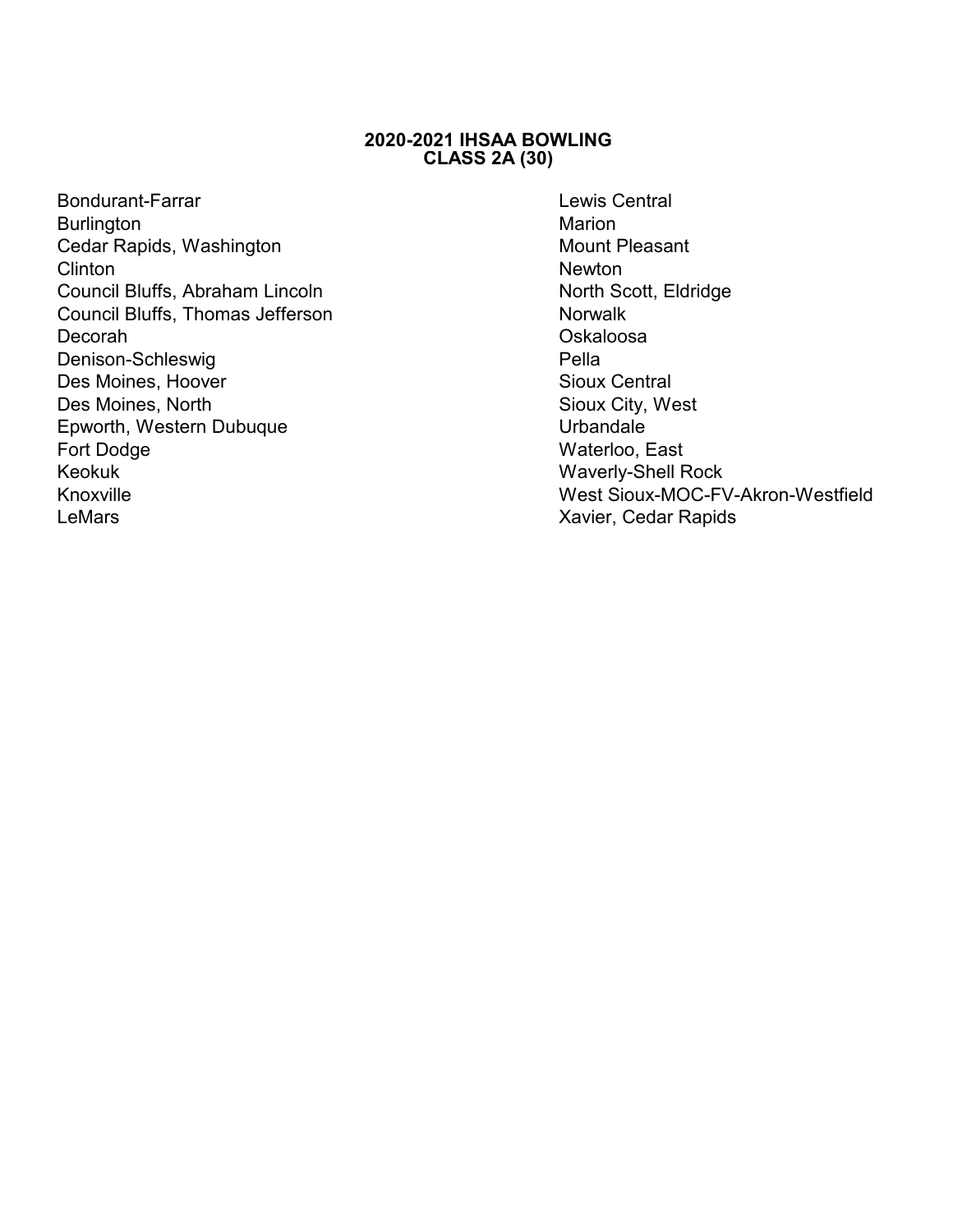# 2020-2021 IHSAA BOWLING
## CLASS 2A (30)

Bondurant-Farrar
Burlington
Cedar Rapids, Washington
Clinton
Council Bluffs, Abraham Lincoln
Council Bluffs, Thomas Jefferson
Decorah
Denison-Schleswig
Des Moines, Hoover
Des Moines, North
Epworth, Western Dubuque
Fort Dodge
Keokuk
Knoxville
LeMars
Lewis Central
Marion
Mount Pleasant
Newton
North Scott, Eldridge
Norwalk
Oskaloosa
Pella
Sioux Central
Sioux City, West
Urbandale
Waterloo, East
Waverly-Shell Rock
West Sioux-MOC-FV-Akron-Westfield
Xavier, Cedar Rapids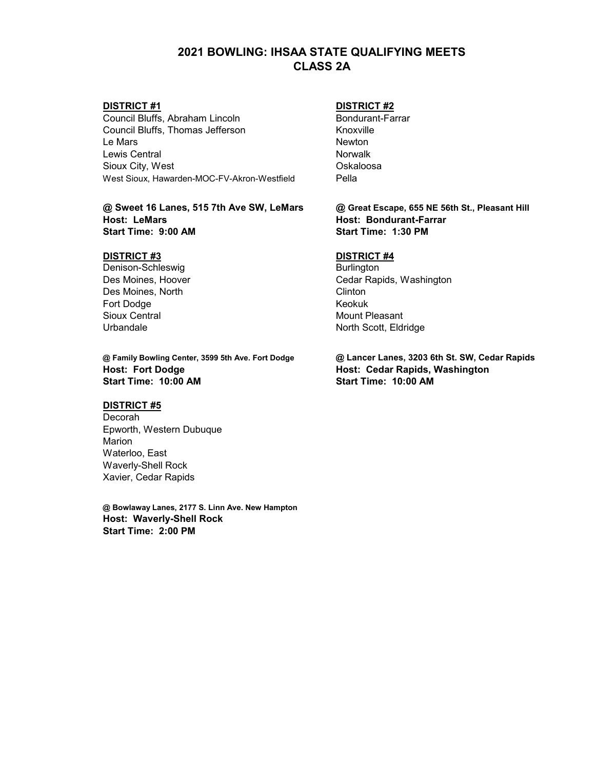# 2021 BOWLING: IHSAA STATE QUALIFYING MEETS
# CLASS 2A

**DISTRICT #1**

Council Bluffs, Abraham Lincoln
Council Bluffs, Thomas Jefferson
Le Mars
Lewis Central
Sioux City, West
West Sioux, Hawarden-MOC-FV-Akron-Westfield

**@ Sweet 16 Lanes, 515 7th Ave SW, LeMars**
**Host: LeMars**
**Start Time: 9:00 AM**

**DISTRICT #2**

Bondurant-Farrar
Knoxville
Newton
Norwalk
Oskaloosa
Pella

**@ Great Escape, 655 NE 56th St., Pleasant Hill**
**Host: Bondurant-Farrar**
**Start Time: 1:30 PM**

**DISTRICT #3**

Denison-Schleswig
Des Moines, Hoover
Des Moines, North
Fort Dodge
Sioux Central
Urbandale

**@ Family Bowling Center, 3599 5th Ave. Fort Dodge**
**Host: Fort Dodge**
**Start Time: 10:00 AM**

**DISTRICT #4**

Burlington
Cedar Rapids, Washington
Clinton
Keokuk
Mount Pleasant
North Scott, Eldridge

**@ Lancer Lanes, 3203 6th St. SW, Cedar Rapids**
**Host: Cedar Rapids, Washington**
**Start Time: 10:00 AM**

**DISTRICT #5**

Decorah
Epworth, Western Dubuque
Marion
Waterloo, East
Waverly-Shell Rock
Xavier, Cedar Rapids

**@ Bowlaway Lanes, 2177 S. Linn Ave. New Hampton**
**Host: Waverly-Shell Rock**
**Start Time: 2:00 PM**